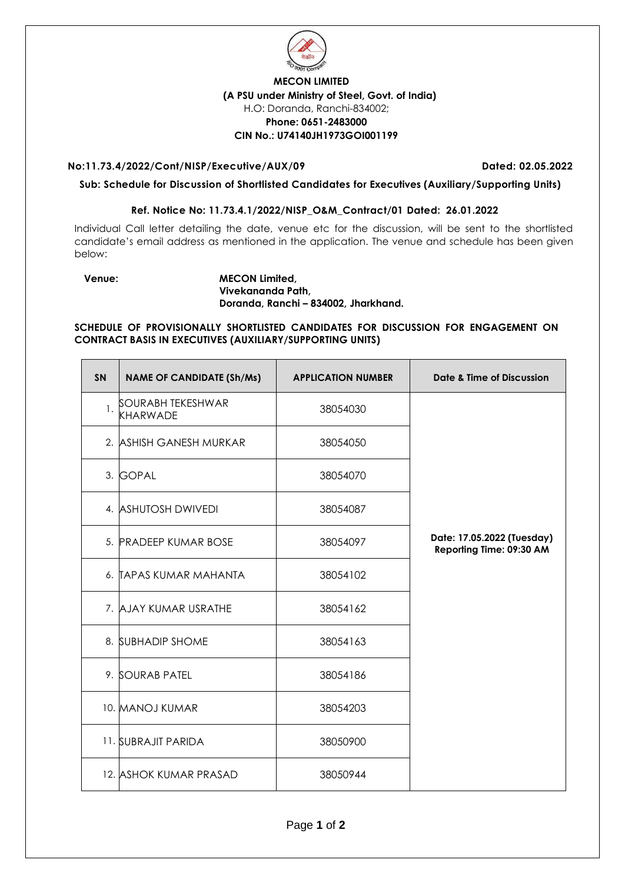**MECON LIMITED**
**(A PSU under Ministry of Steel, Govt. of India)**
H.O: Doranda, Ranchi-834002;
**Phone: 0651-2483000**
**CIN No.: U74140JH1973GOI001199**

**No:11.73.4/2022/Cont/NISP/Executive/AUX/09** **Dated: 02.05.2022**

**Sub: Schedule for Discussion of Shortlisted Candidates for Executives (Auxiliary/Supporting Units)**

**Ref. Notice No: 11.73.4.1/2022/NISP_O&M_Contract/01 Dated: 26.01.2022**

Individual Call letter detailing the date, venue etc for the discussion, will be sent to the shortlisted candidate's email address as mentioned in the application. The venue and schedule has been given below:

**Venue:** **MECON Limited,**
**Vivekananda Path,**
**Doranda, Ranchi – 834002, Jharkhand.**

**SCHEDULE OF PROVISIONALLY SHORTLISTED CANDIDATES FOR DISCUSSION FOR ENGAGEMENT ON CONTRACT BASIS IN EXECUTIVES (AUXILIARY/SUPPORTING UNITS)**

| SN | NAME OF CANDIDATE (Sh/Ms) | APPLICATION NUMBER | Date & Time of Discussion |
|---|---|---|---|
| 1. | SOURABH TEKESHWAR KHARWADE | 38054030 | **Date: 17.05.2022 (Tuesday) Reporting Time: 09:30 AM** |
| 2. | ASHISH GANESH MURKAR | 38054050 | |
| 3. | GOPAL | 38054070 | |
| 4. | ASHUTOSH DWIVEDI | 38054087 | |
| 5. | PRADEEP KUMAR BOSE | 38054097 | |
| 6. | TAPAS KUMAR MAHANTA | 38054102 | |
| 7. | AJAY KUMAR USRATHE | 38054162 | |
| 8. | SUBHADIP SHOME | 38054163 | |
| 9. | SOURAB PATEL | 38054186 | |
| 10. | MANOJ KUMAR | 38054203 | |
| 11. | SUBRAJIT PARIDA | 38050900 | |
| 12. | ASHOK KUMAR PRASAD | 38050944 | |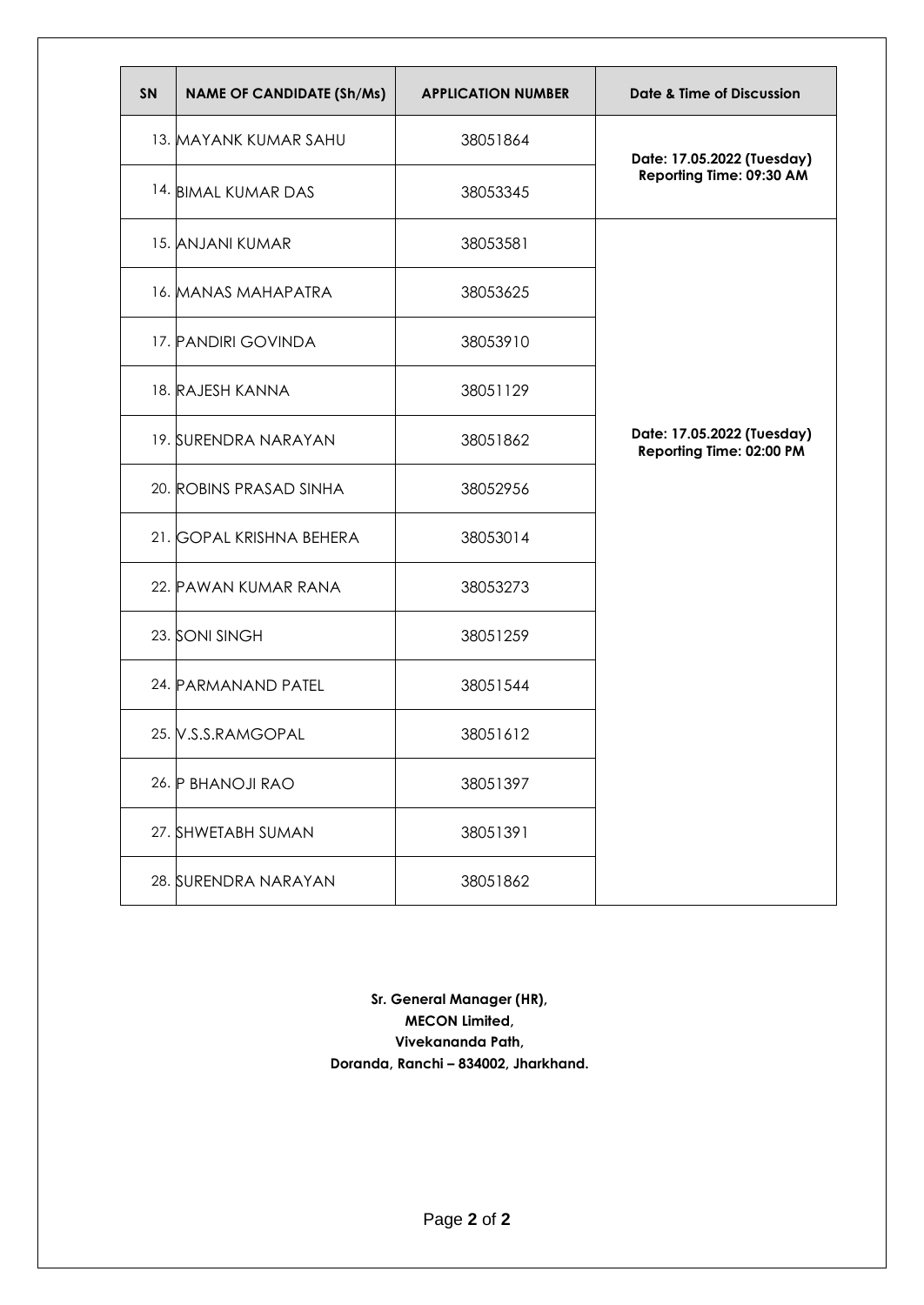| SN | NAME OF CANDIDATE (Sh/Ms) | APPLICATION NUMBER | Date & Time of Discussion |
|---|---|---|---|
| 13. | MAYANK KUMAR SAHU | 38051864 | **Date: 17.05.2022 (Tuesday) Reporting Time: 09:30 AM** |
| 14. | BIMAL KUMAR DAS | 38053345 | |
| 15. | ANJANI KUMAR | 38053581 | **Date: 17.05.2022 (Tuesday) Reporting Time: 02:00 PM** |
| 16. | MANAS MAHAPATRA | 38053625 | |
| 17. | PANDIRI GOVINDA | 38053910 | |
| 18. | RAJESH KANNA | 38051129 | |
| 19. | SURENDRA NARAYAN | 38051862 | |
| 20. | ROBINS PRASAD SINHA | 38052956 | |
| 21. | GOPAL KRISHNA BEHERA | 38053014 | |
| 22. | PAWAN KUMAR RANA | 38053273 | |
| 23. | SONI SINGH | 38051259 | |
| 24. | PARMANAND PATEL | 38051544 | |
| 25. | V.S.S.RAMGOPAL | 38051612 | |
| 26. | P BHANOJI RAO | 38051397 | |
| 27. | SHWETABH SUMAN | 38051391 | |
| 28. | SURENDRA NARAYAN | 38051862 | |

**Sr. General Manager (HR),**
**MECON Limited,**
**Vivekananda Path,**
**Doranda, Ranchi – 834002, Jharkhand.**